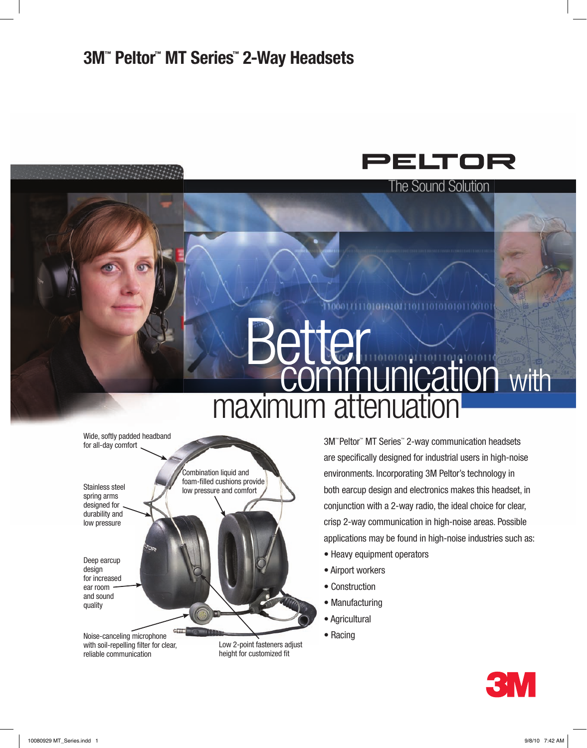# 3M™ Peltor™ MT Series™ 2-Way Headsets

PELTOR

The Sound Solution

Better communication with maximum attenuation

Wide, softly padded headband for all-day comfort

Stainless steel spring arms designed for durability and low pressure

Combination liquid and foam-filled cushions provide low pressure and comfort

Deep earcup design for increased ear room and sound quality

Noise-canceling microphone with soil-repelling filter for clear, reliable communication

Low 2-point fasteners adjust height for customized fit

3M™ Peltor™ MT Series™ 2-way communication headsets are specifically designed for industrial users in high-noise environments. Incorporating 3M Peltor's technology in both earcup design and electronics makes this headset, in conjunction with a 2-way radio, the ideal choice for clear, crisp 2-way communication in high-noise areas. Possible applications may be found in high-noise industries such as:

- Heavy equipment operators
- Airport workers
- Construction
- Manufacturing
- Agricultural
- Racing

3M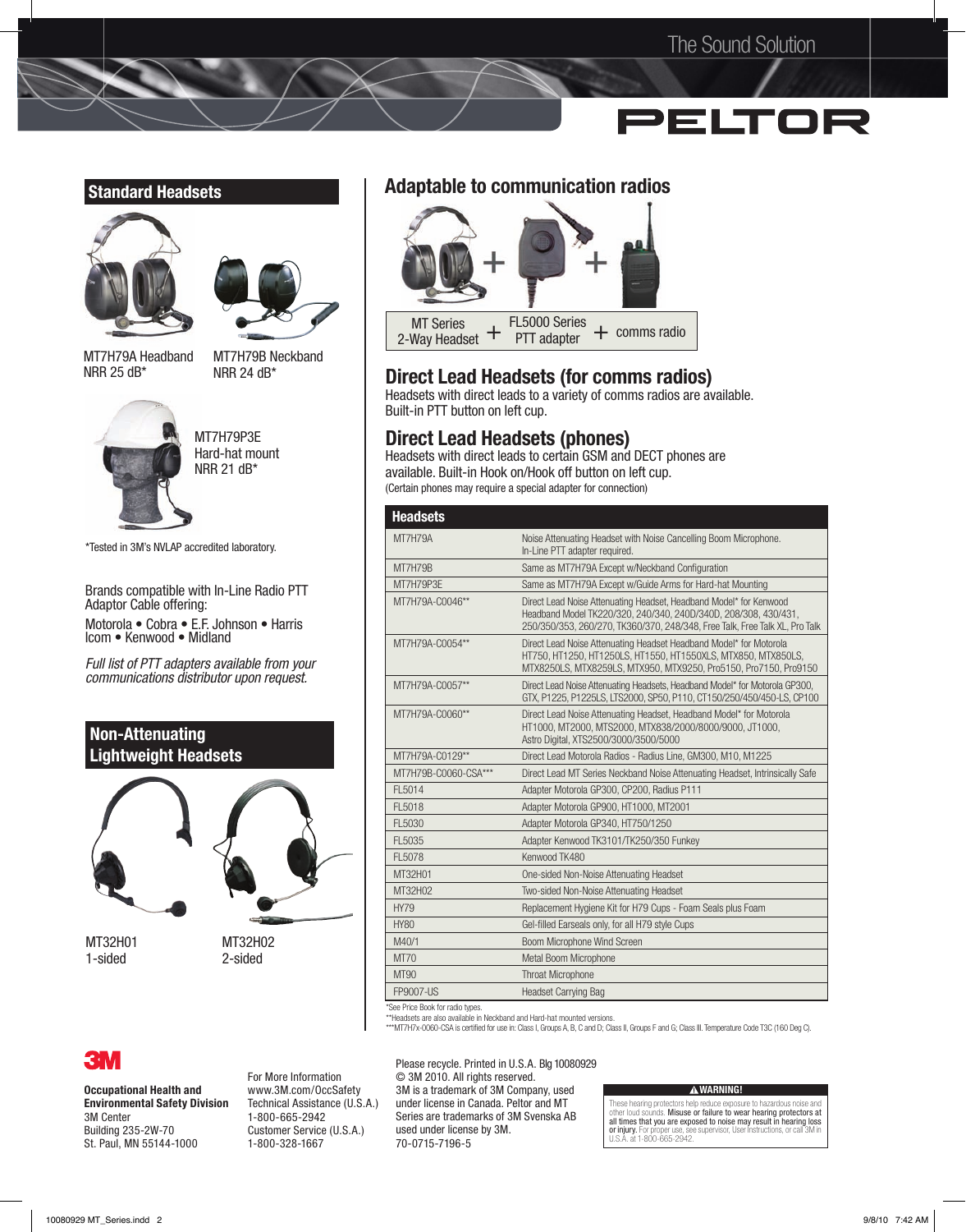The Sound Solution

PELTOR

## Standard Headsets

MT7H79A Headband
NRR 25 dB*

MT7H79B Neckband
NRR 24 dB*

MT7H79P3E
Hard-hat mount
NRR 21 dB*

*Tested in 3M's NVLAP accredited laboratory.

Brands compatible with In-Line Radio PTT Adaptor Cable offering:

Motorola • Cobra • E.F. Johnson • Harris
Icom • Kenwood • Midland

*Full list of PTT adapters available from your communications distributor upon request.*

## Non-Attenuating Lightweight Headsets

MT32H01
1-sided

MT32H02
2-sided

## Adaptable to communication radios

MT Series 2-Way Headset + FL5000 Series PTT adapter + comms radio

## Direct Lead Headsets (for comms radios)

Headsets with direct leads to a variety of comms radios are available. Built-in PTT button on left cup.

## Direct Lead Headsets (phones)

Headsets with direct leads to certain GSM and DECT phones are available. Built-in Hook on/Hook off button on left cup.
(Certain phones may require a special adapter for connection)

| Headsets | |
|---|---|
| MT7H79A | Noise Attenuating Headset with Noise Cancelling Boom Microphone. In-Line PTT adapter required. |
| MT7H79B | Same as MT7H79A Except w/Neckband Configuration |
| MT7H79P3E | Same as MT7H79A Except w/Guide Arms for Hard-hat Mounting |
| MT7H79A-C0046** | Direct Lead Noise Attenuating Headset, Headband Model* for Kenwood Headband Model TK220/320, 240/340, 240D/340D, 208/308, 430/431, 250/350/353, 260/270, TK360/370, 248/348, Free Talk, Free Talk XL, Pro Talk |
| MT7H79A-C0054** | Direct Lead Noise Attenuating Headset Headband Model* for Motorola HT750, HT1250, HT1250LS, HT1550, HT1550XLS, MTX850, MTX850LS, MTX8250LS, MTX8259LS, MTX950, MTX9250, Pro5150, Pro7150, Pro9150 |
| MT7H79A-C0057** | Direct Lead Noise Attenuating Headsets, Headband Model* for Motorola GP300, GTX, P1225, P1225LS, LTS2000, SP50, P110, CT150/250/450/450-LS, CP100 |
| MT7H79A-C0060** | Direct Lead Noise Attenuating Headset, Headband Model* for Motorola HT1000, MT2000, MTS2000, MTX838/2000/8000/9000, JT1000, Astro Digital, XTS2500/3000/3500/5000 |
| MT7H79A-C0129** | Direct Lead Motorola Radios - Radius Line, GM300, M10, M1225 |
| MT7H79B-C0060-CSA*** | Direct Lead MT Series Neckband Noise Attenuating Headset, Intrinsically Safe |
| FL5014 | Adapter Motorola GP300, CP200, Radius P111 |
| FL5018 | Adapter Motorola GP900, HT1000, MT2001 |
| FL5030 | Adapter Motorola GP340, HT750/1250 |
| FL5035 | Adapter Kenwood TK3101/TK250/350 Funkey |
| FL5078 | Kenwood TK480 |
| MT32H01 | One-sided Non-Noise Attenuating Headset |
| MT32H02 | Two-sided Non-Noise Attenuating Headset |
| HY79 | Replacement Hygiene Kit for H79 Cups - Foam Seals plus Foam |
| HY80 | Gel-filled Earseals only, for all H79 style Cups |
| M40/1 | Boom Microphone Wind Screen |
| MT70 | Metal Boom Microphone |
| MT90 | Throat Microphone |
| FP9007-US | Headset Carrying Bag |

*See Price Book for radio types.
**Headsets are also available in Neckband and Hard-hat mounted versions.
***MT7H7x-0060-CSA is certified for use in: Class I, Groups A, B, C and D; Class II, Groups F and G; Class III. Temperature Code T3C (160 Deg C).

3M

**Occupational Health and Environmental Safety Division**
3M Center
Building 235-2W-70
St. Paul, MN 55144-1000

For More Information
www.3M.com/OccSafety
Technical Assistance (U.S.A.)
1-800-665-2942
Customer Service (U.S.A.)
1-800-328-1667

Please recycle. Printed in U.S.A. Blg 10080929
© 3M 2010. All rights reserved.
3M is a trademark of 3M Company, used under license in Canada. Peltor and MT Series are trademarks of 3M Svenska AB used under license by 3M.
70-0715-7196-5

**⚠ WARNING!**
These hearing protectors help reduce exposure to hazardous noise and other loud sounds. **Misuse or failure to wear hearing protectors at all times that you are exposed to noise may result in hearing loss or injury.** For proper use, see supervisor, User Instructions, or call 3M in U.S.A. at 1-800-665-2942.